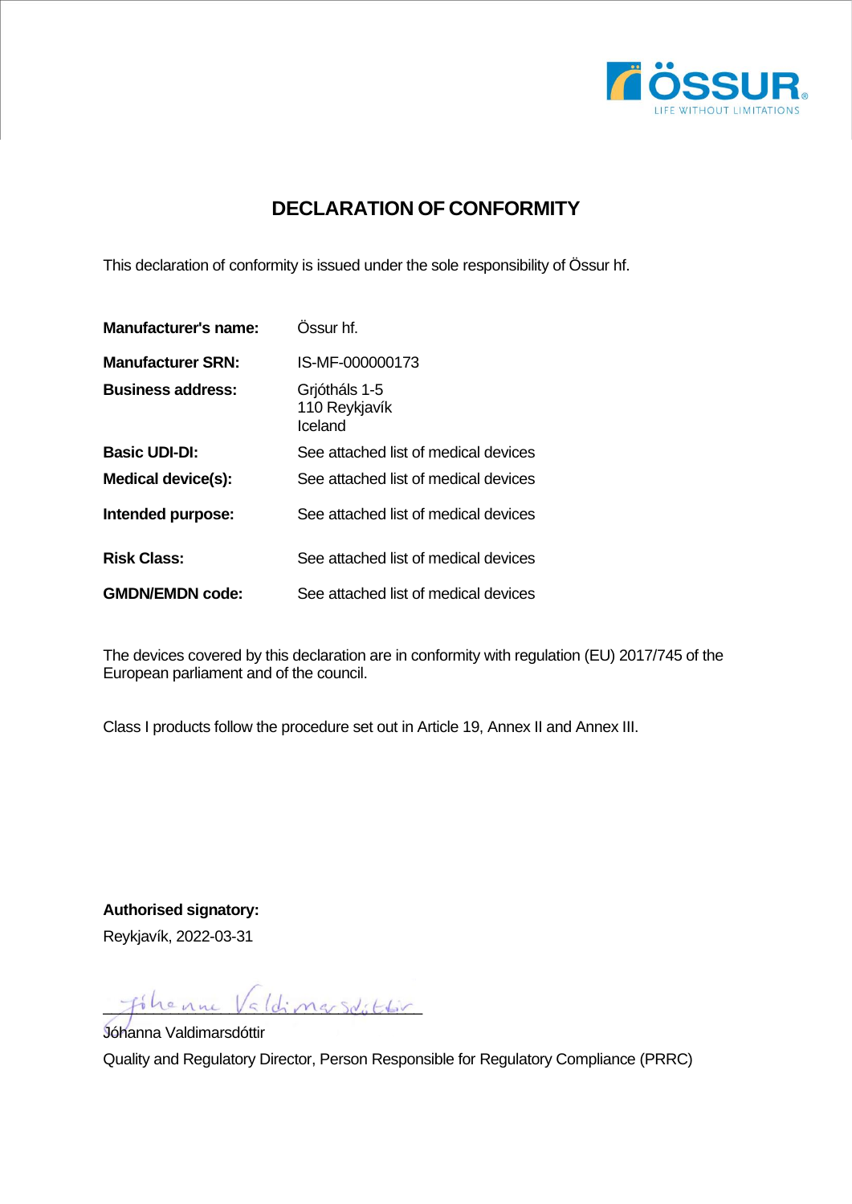# DECLARATION OF CONFORMITY

This declaration of conformity is issued under the sole responsibility of Össur hf.

| | |
|---|---|
| **Manufacturer's name:** | Össur hf. |
| **Manufacturer SRN:** | IS-MF-000000173 |
| **Business address:** | Grjótháls 1-5<br>110 Reykjavík<br>Iceland |
| **Basic UDI-DI:** | See attached list of medical devices |
| **Medical device(s):** | See attached list of medical devices |
| **Intended purpose:** | See attached list of medical devices |
| **Risk Class:** | See attached list of medical devices |
| **GMDN/EMDN code:** | See attached list of medical devices |

The devices covered by this declaration are in conformity with regulation (EU) 2017/745 of the European parliament and of the council.

Class I products follow the procedure set out in Article 19, Annex II and Annex III.

**Authorised signatory:**

Reykjavík, 2022-03-31

Jóhanna Valdimarsdóttir

Quality and Regulatory Director, Person Responsible for Regulatory Compliance (PRRC)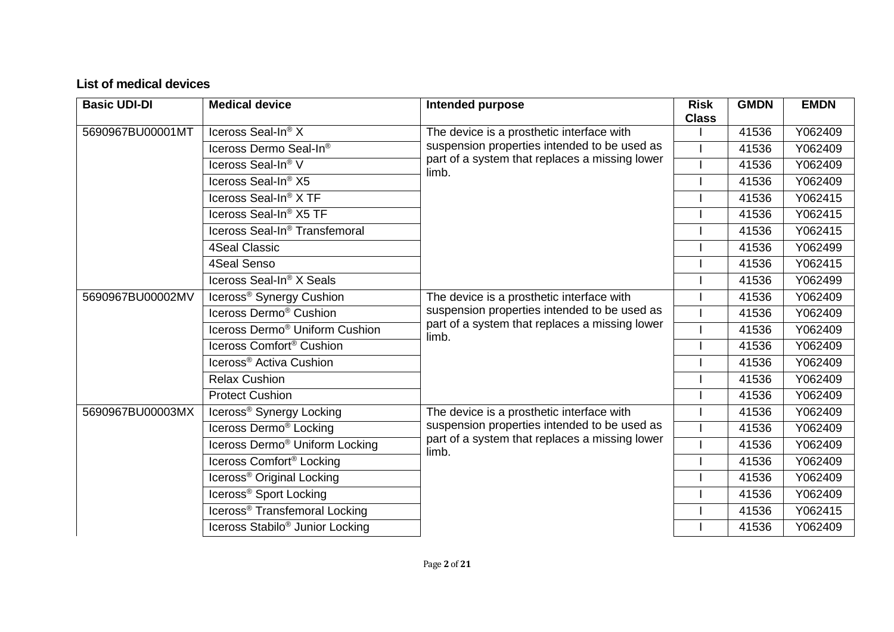### List of medical devices

| Basic UDI-DI | Medical device | Intended purpose | Risk Class | GMDN | EMDN |
|---|---|---|---|---|---|
| 5690967BU00001MT | Iceross Seal-In® X | The device is a prosthetic interface with suspension properties intended to be used as part of a system that replaces a missing lower limb. | I | 41536 | Y062409 |
| | Iceross Dermo Seal-In® | | I | 41536 | Y062409 |
| | Iceross Seal-In® V | | I | 41536 | Y062409 |
| | Iceross Seal-In® X5 | | I | 41536 | Y062409 |
| | Iceross Seal-In® X TF | | I | 41536 | Y062415 |
| | Iceross Seal-In® X5 TF | | I | 41536 | Y062415 |
| | Iceross Seal-In® Transfemoral | | I | 41536 | Y062415 |
| | 4Seal Classic | | I | 41536 | Y062499 |
| | 4Seal Senso | | I | 41536 | Y062415 |
| | Iceross Seal-In® X Seals | | I | 41536 | Y062499 |
| 5690967BU00002MV | Iceross® Synergy Cushion | The device is a prosthetic interface with suspension properties intended to be used as part of a system that replaces a missing lower limb. | I | 41536 | Y062409 |
| | Iceross Dermo® Cushion | | I | 41536 | Y062409 |
| | Iceross Dermo® Uniform Cushion | | I | 41536 | Y062409 |
| | Iceross Comfort® Cushion | | I | 41536 | Y062409 |
| | Iceross® Activa Cushion | | I | 41536 | Y062409 |
| | Relax Cushion | | I | 41536 | Y062409 |
| | Protect Cushion | | I | 41536 | Y062409 |
| 5690967BU00003MX | Iceross® Synergy Locking | The device is a prosthetic interface with suspension properties intended to be used as part of a system that replaces a missing lower limb. | I | 41536 | Y062409 |
| | Iceross Dermo® Locking | | I | 41536 | Y062409 |
| | Iceross Dermo® Uniform Locking | | I | 41536 | Y062409 |
| | Iceross Comfort® Locking | | I | 41536 | Y062409 |
| | Iceross® Original Locking | | I | 41536 | Y062409 |
| | Iceross® Sport Locking | | I | 41536 | Y062409 |
| | Iceross® Transfemoral Locking | | I | 41536 | Y062415 |
| | Iceross Stabilo® Junior Locking | | I | 41536 | Y062409 |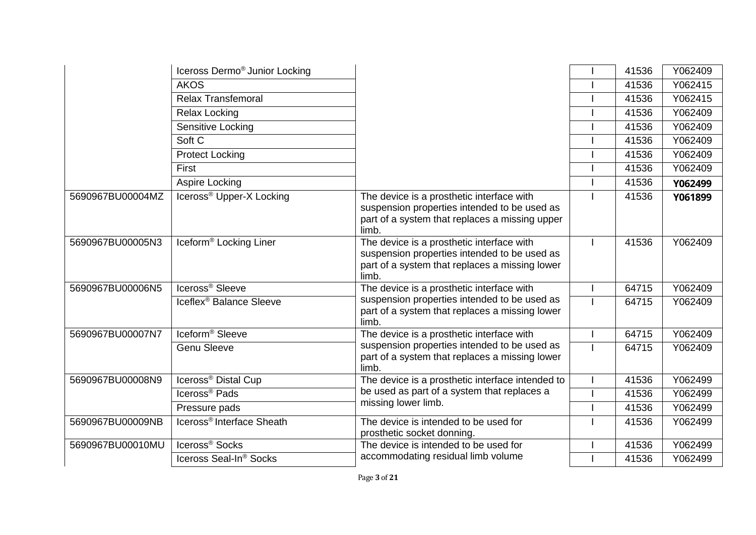| | | | | | |
|---|---|---|---|---|---|
| | Iceross Dermo® Junior Locking | | I | 41536 | Y062409 |
| | AKOS | | I | 41536 | Y062415 |
| | Relax Transfemoral | | I | 41536 | Y062415 |
| | Relax Locking | | I | 41536 | Y062409 |
| | Sensitive Locking | | I | 41536 | Y062409 |
| | Soft C | | I | 41536 | Y062409 |
| | Protect Locking | | I | 41536 | Y062409 |
| | First | | I | 41536 | Y062409 |
| | Aspire Locking | | I | 41536 | **Y062499** |
| 5690967BU00004MZ | Iceross® Upper-X Locking | The device is a prosthetic interface with suspension properties intended to be used as part of a system that replaces a missing upper limb. | I | 41536 | **Y061899** |
| 5690967BU00005N3 | Iceform® Locking Liner | The device is a prosthetic interface with suspension properties intended to be used as part of a system that replaces a missing lower limb. | I | 41536 | Y062409 |
| 5690967BU00006N5 | Iceross® Sleeve | The device is a prosthetic interface with suspension properties intended to be used as part of a system that replaces a missing lower limb. | I | 64715 | Y062409 |
| | Iceflex® Balance Sleeve | | I | 64715 | Y062409 |
| 5690967BU00007N7 | Iceform® Sleeve | The device is a prosthetic interface with suspension properties intended to be used as part of a system that replaces a missing lower limb. | I | 64715 | Y062409 |
| | Genu Sleeve | | I | 64715 | Y062409 |
| 5690967BU00008N9 | Iceross® Distal Cup | The device is a prosthetic interface intended to be used as part of a system that replaces a missing lower limb. | I | 41536 | Y062499 |
| | Iceross® Pads | | I | 41536 | Y062499 |
| | Pressure pads | | I | 41536 | Y062499 |
| 5690967BU00009NB | Iceross® Interface Sheath | The device is intended to be used for prosthetic socket donning. | I | 41536 | Y062499 |
| 5690967BU00010MU | Iceross® Socks | The device is intended to be used for accommodating residual limb volume | I | 41536 | Y062499 |
| | Iceross Seal-In® Socks | | I | 41536 | Y062499 |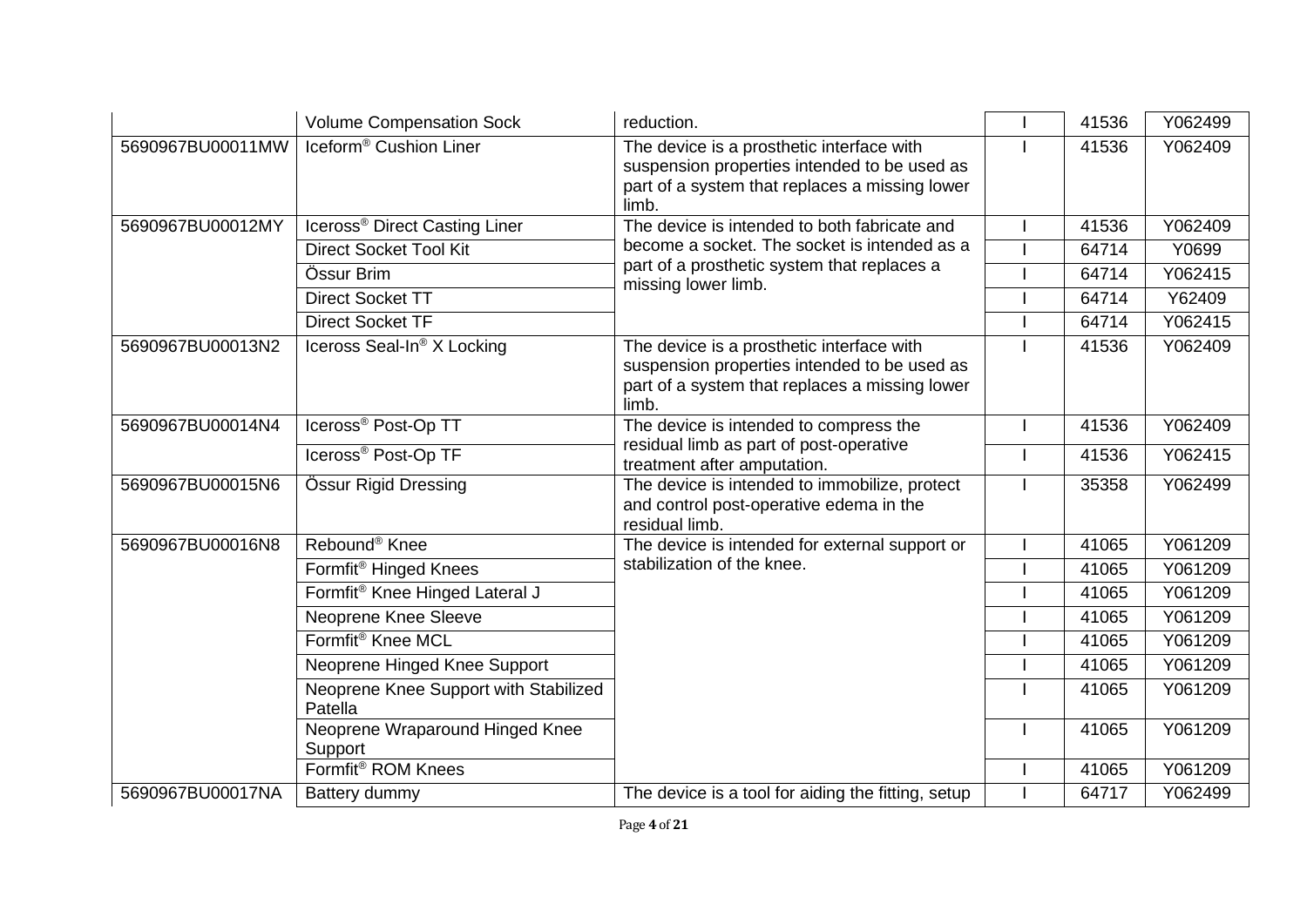| | | | | | |
|---|---|---|---|---|---|
| | Volume Compensation Sock | reduction. | I | 41536 | Y062499 |
| 5690967BU00011MW | Iceform® Cushion Liner | The device is a prosthetic interface with suspension properties intended to be used as part of a system that replaces a missing lower limb. | I | 41536 | Y062409 |
| 5690967BU00012MY | Iceross® Direct Casting Liner | The device is intended to both fabricate and become a socket. The socket is intended as a part of a prosthetic system that replaces a missing lower limb. | I | 41536 | Y062409 |
| | Direct Socket Tool Kit | | I | 64714 | Y0699 |
| | Össur Brim | | I | 64714 | Y062415 |
| | Direct Socket TT | | I | 64714 | Y62409 |
| | Direct Socket TF | | I | 64714 | Y062415 |
| 5690967BU00013N2 | Iceross Seal-In® X Locking | The device is a prosthetic interface with suspension properties intended to be used as part of a system that replaces a missing lower limb. | I | 41536 | Y062409 |
| 5690967BU00014N4 | Iceross® Post-Op TT | The device is intended to compress the residual limb as part of post-operative treatment after amputation. | I | 41536 | Y062409 |
| | Iceross® Post-Op TF | | I | 41536 | Y062415 |
| 5690967BU00015N6 | Össur Rigid Dressing | The device is intended to immobilize, protect and control post-operative edema in the residual limb. | I | 35358 | Y062499 |
| 5690967BU00016N8 | Rebound® Knee | The device is intended for external support or stabilization of the knee. | I | 41065 | Y061209 |
| | Formfit® Hinged Knees | | I | 41065 | Y061209 |
| | Formfit® Knee Hinged Lateral J | | I | 41065 | Y061209 |
| | Neoprene Knee Sleeve | | I | 41065 | Y061209 |
| | Formfit® Knee MCL | | I | 41065 | Y061209 |
| | Neoprene Hinged Knee Support | | I | 41065 | Y061209 |
| | Neoprene Knee Support with Stabilized Patella | | I | 41065 | Y061209 |
| | Neoprene Wraparound Hinged Knee Support | | I | 41065 | Y061209 |
| | Formfit® ROM Knees | | I | 41065 | Y061209 |
| 5690967BU00017NA | Battery dummy | The device is a tool for aiding the fitting, setup | I | 64717 | Y062499 |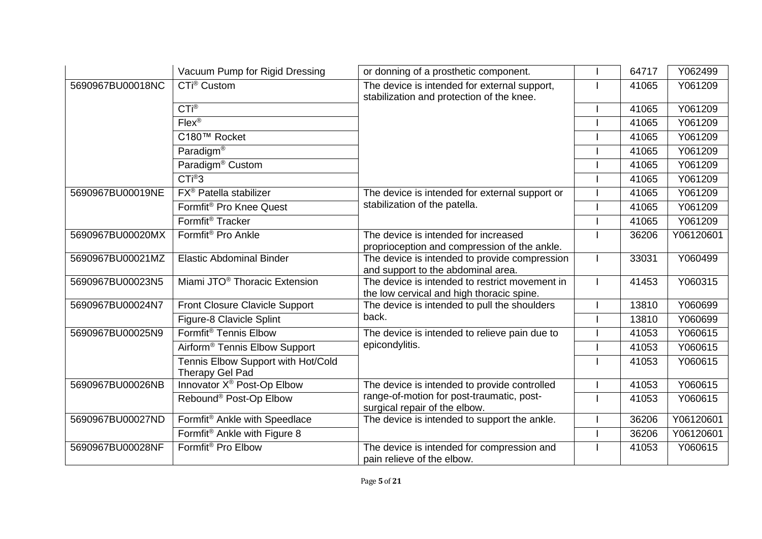| | | | | | |
|---|---|---|---|---|---|
| | Vacuum Pump for Rigid Dressing | or donning of a prosthetic component. | I | 64717 | Y062499 |
| 5690967BU00018NC | CTi® Custom | The device is intended for external support, stabilization and protection of the knee. | I | 41065 | Y061209 |
| | CTi® | | I | 41065 | Y061209 |
| | Flex® | | I | 41065 | Y061209 |
| | C180™ Rocket | | I | 41065 | Y061209 |
| | Paradigm® | | I | 41065 | Y061209 |
| | Paradigm® Custom | | I | 41065 | Y061209 |
| | CTi®3 | | I | 41065 | Y061209 |
| 5690967BU00019NE | FX® Patella stabilizer | The device is intended for external support or stabilization of the patella. | I | 41065 | Y061209 |
| | Formfit® Pro Knee Quest | | I | 41065 | Y061209 |
| | Formfit® Tracker | | I | 41065 | Y061209 |
| 5690967BU00020MX | Formfit® Pro Ankle | The device is intended for increased proprioception and compression of the ankle. | I | 36206 | Y06120601 |
| 5690967BU00021MZ | Elastic Abdominal Binder | The device is intended to provide compression and support to the abdominal area. | I | 33031 | Y060499 |
| 5690967BU00023N5 | Miami JTO® Thoracic Extension | The device is intended to restrict movement in the low cervical and high thoracic spine. | I | 41453 | Y060315 |
| 5690967BU00024N7 | Front Closure Clavicle Support | The device is intended to pull the shoulders back. | I | 13810 | Y060699 |
| | Figure-8 Clavicle Splint | | I | 13810 | Y060699 |
| 5690967BU00025N9 | Formfit® Tennis Elbow | The device is intended to relieve pain due to epicondylitis. | I | 41053 | Y060615 |
| | Airform® Tennis Elbow Support | | I | 41053 | Y060615 |
| | Tennis Elbow Support with Hot/Cold Therapy Gel Pad | | I | 41053 | Y060615 |
| 5690967BU00026NB | Innovator X® Post-Op Elbow | The device is intended to provide controlled range-of-motion for post-traumatic, post-surgical repair of the elbow. | I | 41053 | Y060615 |
| | Rebound® Post-Op Elbow | | I | 41053 | Y060615 |
| 5690967BU00027ND | Formfit® Ankle with Speedlace | The device is intended to support the ankle. | I | 36206 | Y06120601 |
| | Formfit® Ankle with Figure 8 | | I | 36206 | Y06120601 |
| 5690967BU00028NF | Formfit® Pro Elbow | The device is intended for compression and pain relieve of the elbow. | I | 41053 | Y060615 |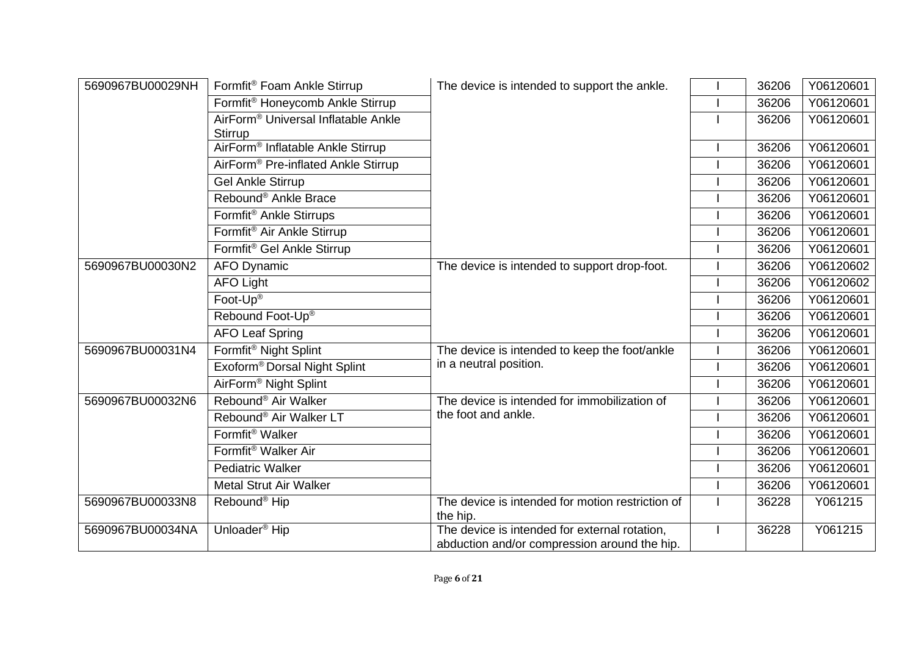| | | | | | |
|---|---|---|---|---|---|
| 5690967BU00029NH | Formfit® Foam Ankle Stirrup | The device is intended to support the ankle. | I | 36206 | Y06120601 |
| | Formfit® Honeycomb Ankle Stirrup | | I | 36206 | Y06120601 |
| | AirForm® Universal Inflatable Ankle Stirrup | | I | 36206 | Y06120601 |
| | AirForm® Inflatable Ankle Stirrup | | I | 36206 | Y06120601 |
| | AirForm® Pre-inflated Ankle Stirrup | | I | 36206 | Y06120601 |
| | Gel Ankle Stirrup | | I | 36206 | Y06120601 |
| | Rebound® Ankle Brace | | I | 36206 | Y06120601 |
| | Formfit® Ankle Stirrups | | I | 36206 | Y06120601 |
| | Formfit® Air Ankle Stirrup | | I | 36206 | Y06120601 |
| | Formfit® Gel Ankle Stirrup | | I | 36206 | Y06120601 |
| 5690967BU00030N2 | AFO Dynamic | The device is intended to support drop-foot. | I | 36206 | Y06120602 |
| | AFO Light | | I | 36206 | Y06120602 |
| | Foot-Up® | | I | 36206 | Y06120601 |
| | Rebound Foot-Up® | | I | 36206 | Y06120601 |
| | AFO Leaf Spring | | I | 36206 | Y06120601 |
| 5690967BU00031N4 | Formfit® Night Splint | The device is intended to keep the foot/ankle in a neutral position. | I | 36206 | Y06120601 |
| | Exoform® Dorsal Night Splint | | I | 36206 | Y06120601 |
| | AirForm® Night Splint | | I | 36206 | Y06120601 |
| 5690967BU00032N6 | Rebound® Air Walker | The device is intended for immobilization of the foot and ankle. | I | 36206 | Y06120601 |
| | Rebound® Air Walker LT | | I | 36206 | Y06120601 |
| | Formfit® Walker | | I | 36206 | Y06120601 |
| | Formfit® Walker Air | | I | 36206 | Y06120601 |
| | Pediatric Walker | | I | 36206 | Y06120601 |
| | Metal Strut Air Walker | | I | 36206 | Y06120601 |
| 5690967BU00033N8 | Rebound® Hip | The device is intended for motion restriction of the hip. | I | 36228 | Y061215 |
| 5690967BU00034NA | Unloader® Hip | The device is intended for external rotation, abduction and/or compression around the hip. | I | 36228 | Y061215 |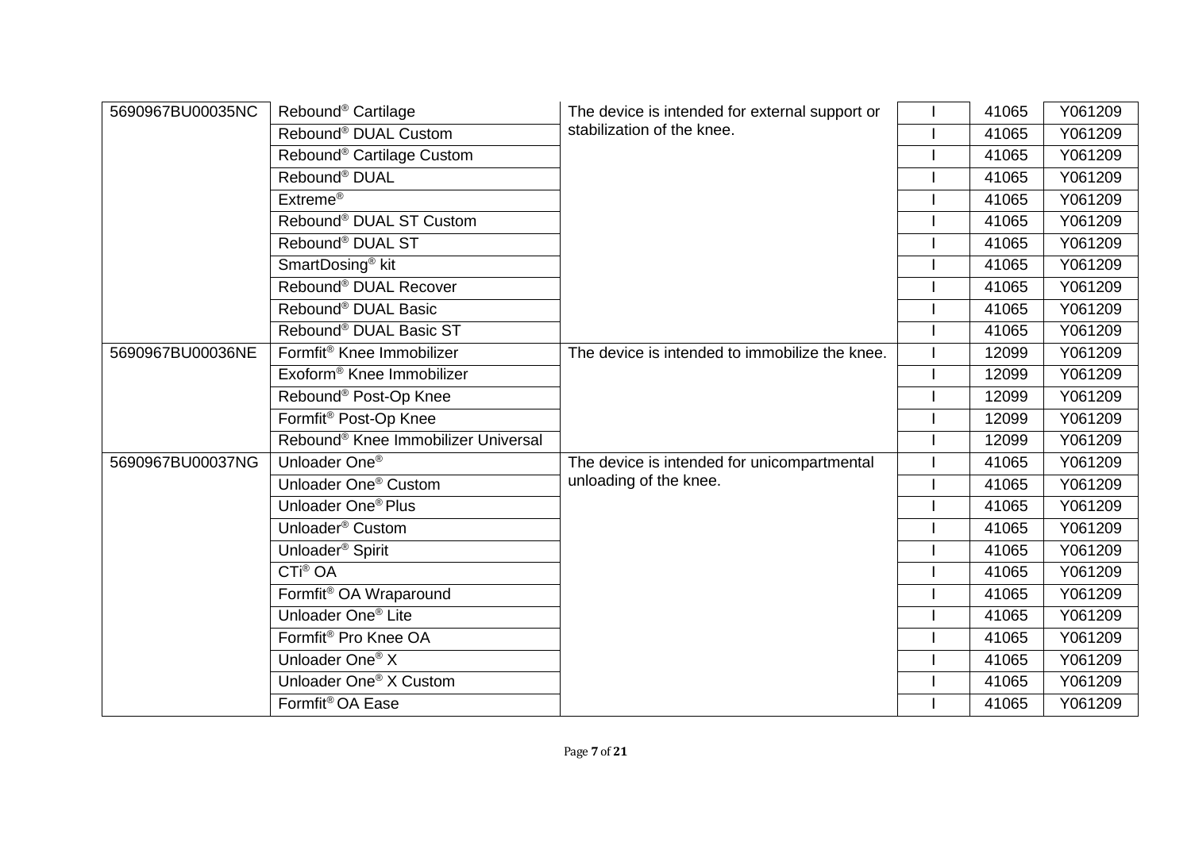| | | | | | |
|---|---|---|---|---|---|
| 5690967BU00035NC | Rebound® Cartilage | The device is intended for external support or stabilization of the knee. | I | 41065 | Y061209 |
| | Rebound® DUAL Custom | | I | 41065 | Y061209 |
| | Rebound® Cartilage Custom | | I | 41065 | Y061209 |
| | Rebound® DUAL | | I | 41065 | Y061209 |
| | Extreme® | | I | 41065 | Y061209 |
| | Rebound® DUAL ST Custom | | I | 41065 | Y061209 |
| | Rebound® DUAL ST | | I | 41065 | Y061209 |
| | SmartDosing® kit | | I | 41065 | Y061209 |
| | Rebound® DUAL Recover | | I | 41065 | Y061209 |
| | Rebound® DUAL Basic | | I | 41065 | Y061209 |
| | Rebound® DUAL Basic ST | | I | 41065 | Y061209 |
| 5690967BU00036NE | Formfit® Knee Immobilizer | The device is intended to immobilize the knee. | I | 12099 | Y061209 |
| | Exoform® Knee Immobilizer | | I | 12099 | Y061209 |
| | Rebound® Post-Op Knee | | I | 12099 | Y061209 |
| | Formfit® Post-Op Knee | | I | 12099 | Y061209 |
| | Rebound® Knee Immobilizer Universal | | I | 12099 | Y061209 |
| 5690967BU00037NG | Unloader One® | The device is intended for unicompartmental unloading of the knee. | I | 41065 | Y061209 |
| | Unloader One® Custom | | I | 41065 | Y061209 |
| | Unloader One® Plus | | I | 41065 | Y061209 |
| | Unloader® Custom | | I | 41065 | Y061209 |
| | Unloader® Spirit | | I | 41065 | Y061209 |
| | CTi® OA | | I | 41065 | Y061209 |
| | Formfit® OA Wraparound | | I | 41065 | Y061209 |
| | Unloader One® Lite | | I | 41065 | Y061209 |
| | Formfit® Pro Knee OA | | I | 41065 | Y061209 |
| | Unloader One® X | | I | 41065 | Y061209 |
| | Unloader One® X Custom | | I | 41065 | Y061209 |
| | Formfit® OA Ease | | I | 41065 | Y061209 |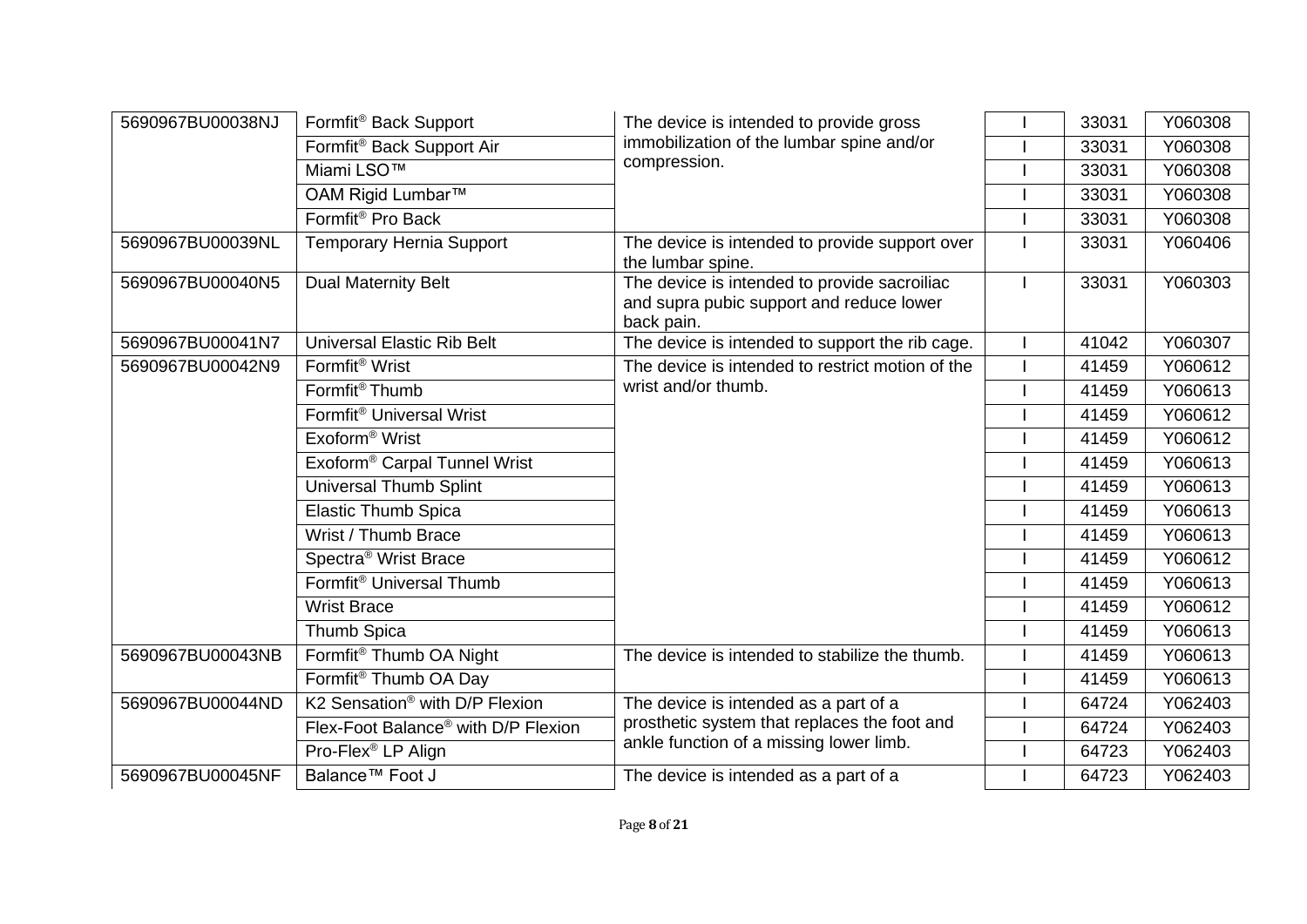| | | | | | |
|---|---|---|---|---|---|
| 5690967BU00038NJ | Formfit® Back Support | The device is intended to provide gross immobilization of the lumbar spine and/or compression. | I | 33031 | Y060308 |
| | Formfit® Back Support Air | | I | 33031 | Y060308 |
| | Miami LSO™ | | I | 33031 | Y060308 |
| | OAM Rigid Lumbar™ | | I | 33031 | Y060308 |
| | Formfit® Pro Back | | I | 33031 | Y060308 |
| 5690967BU00039NL | Temporary Hernia Support | The device is intended to provide support over the lumbar spine. | I | 33031 | Y060406 |
| 5690967BU00040N5 | Dual Maternity Belt | The device is intended to provide sacroiliac and supra pubic support and reduce lower back pain. | I | 33031 | Y060303 |
| 5690967BU00041N7 | Universal Elastic Rib Belt | The device is intended to support the rib cage. | I | 41042 | Y060307 |
| 5690967BU00042N9 | Formfit® Wrist | The device is intended to restrict motion of the wrist and/or thumb. | I | 41459 | Y060612 |
| | Formfit® Thumb | | I | 41459 | Y060613 |
| | Formfit® Universal Wrist | | I | 41459 | Y060612 |
| | Exoform® Wrist | | I | 41459 | Y060612 |
| | Exoform® Carpal Tunnel Wrist | | I | 41459 | Y060613 |
| | Universal Thumb Splint | | I | 41459 | Y060613 |
| | Elastic Thumb Spica | | I | 41459 | Y060613 |
| | Wrist / Thumb Brace | | I | 41459 | Y060613 |
| | Spectra® Wrist Brace | | I | 41459 | Y060612 |
| | Formfit® Universal Thumb | | I | 41459 | Y060613 |
| | Wrist Brace | | I | 41459 | Y060612 |
| | Thumb Spica | | I | 41459 | Y060613 |
| 5690967BU00043NB | Formfit® Thumb OA Night | The device is intended to stabilize the thumb. | I | 41459 | Y060613 |
| | Formfit® Thumb OA Day | | I | 41459 | Y060613 |
| 5690967BU00044ND | K2 Sensation® with D/P Flexion | The device is intended as a part of a prosthetic system that replaces the foot and ankle function of a missing lower limb. | I | 64724 | Y062403 |
| | Flex-Foot Balance® with D/P Flexion | | I | 64724 | Y062403 |
| | Pro-Flex® LP Align | | I | 64723 | Y062403 |
| 5690967BU00045NF | Balance™ Foot J | The device is intended as a part of a | I | 64723 | Y062403 |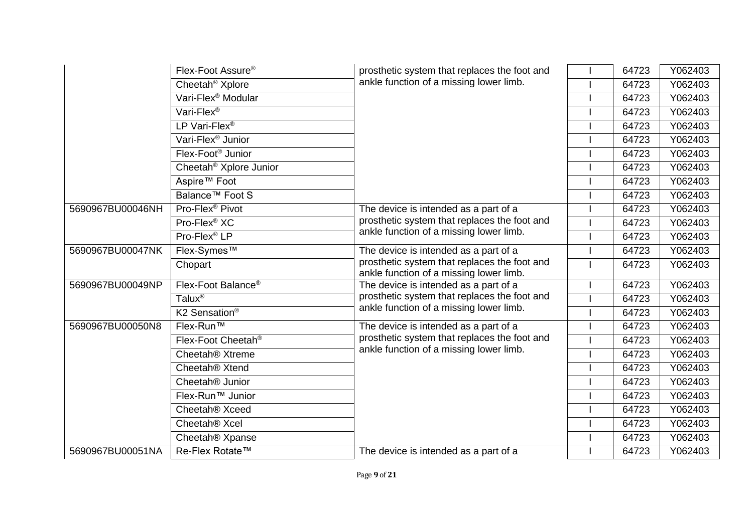| | | | | | |
|---|---|---|---|---|---|
| | Flex-Foot Assure® | prosthetic system that replaces the foot and ankle function of a missing lower limb. | I | 64723 | Y062403 |
| | Cheetah® Xplore | | I | 64723 | Y062403 |
| | Vari-Flex® Modular | | I | 64723 | Y062403 |
| | Vari-Flex® | | I | 64723 | Y062403 |
| | LP Vari-Flex® | | I | 64723 | Y062403 |
| | Vari-Flex® Junior | | I | 64723 | Y062403 |
| | Flex-Foot® Junior | | I | 64723 | Y062403 |
| | Cheetah® Xplore Junior | | I | 64723 | Y062403 |
| | Aspire™ Foot | | I | 64723 | Y062403 |
| | Balance™ Foot S | | I | 64723 | Y062403 |
| 5690967BU00046NH | Pro-Flex® Pivot | The device is intended as a part of a prosthetic system that replaces the foot and ankle function of a missing lower limb. | I | 64723 | Y062403 |
| | Pro-Flex® XC | | I | 64723 | Y062403 |
| | Pro-Flex® LP | | I | 64723 | Y062403 |
| 5690967BU00047NK | Flex-Symes™ | The device is intended as a part of a prosthetic system that replaces the foot and ankle function of a missing lower limb. | I | 64723 | Y062403 |
| | Chopart | | I | 64723 | Y062403 |
| 5690967BU00049NP | Flex-Foot Balance® | The device is intended as a part of a prosthetic system that replaces the foot and ankle function of a missing lower limb. | I | 64723 | Y062403 |
| | Talux® | | I | 64723 | Y062403 |
| | K2 Sensation® | | I | 64723 | Y062403 |
| 5690967BU00050N8 | Flex-Run™ | The device is intended as a part of a prosthetic system that replaces the foot and ankle function of a missing lower limb. | I | 64723 | Y062403 |
| | Flex-Foot Cheetah® | | I | 64723 | Y062403 |
| | Cheetah® Xtreme | | I | 64723 | Y062403 |
| | Cheetah® Xtend | | I | 64723 | Y062403 |
| | Cheetah® Junior | | I | 64723 | Y062403 |
| | Flex-Run™ Junior | | I | 64723 | Y062403 |
| | Cheetah® Xceed | | I | 64723 | Y062403 |
| | Cheetah® Xcel | | I | 64723 | Y062403 |
| | Cheetah® Xpanse | | I | 64723 | Y062403 |
| 5690967BU00051NA | Re-Flex Rotate™ | The device is intended as a part of a | I | 64723 | Y062403 |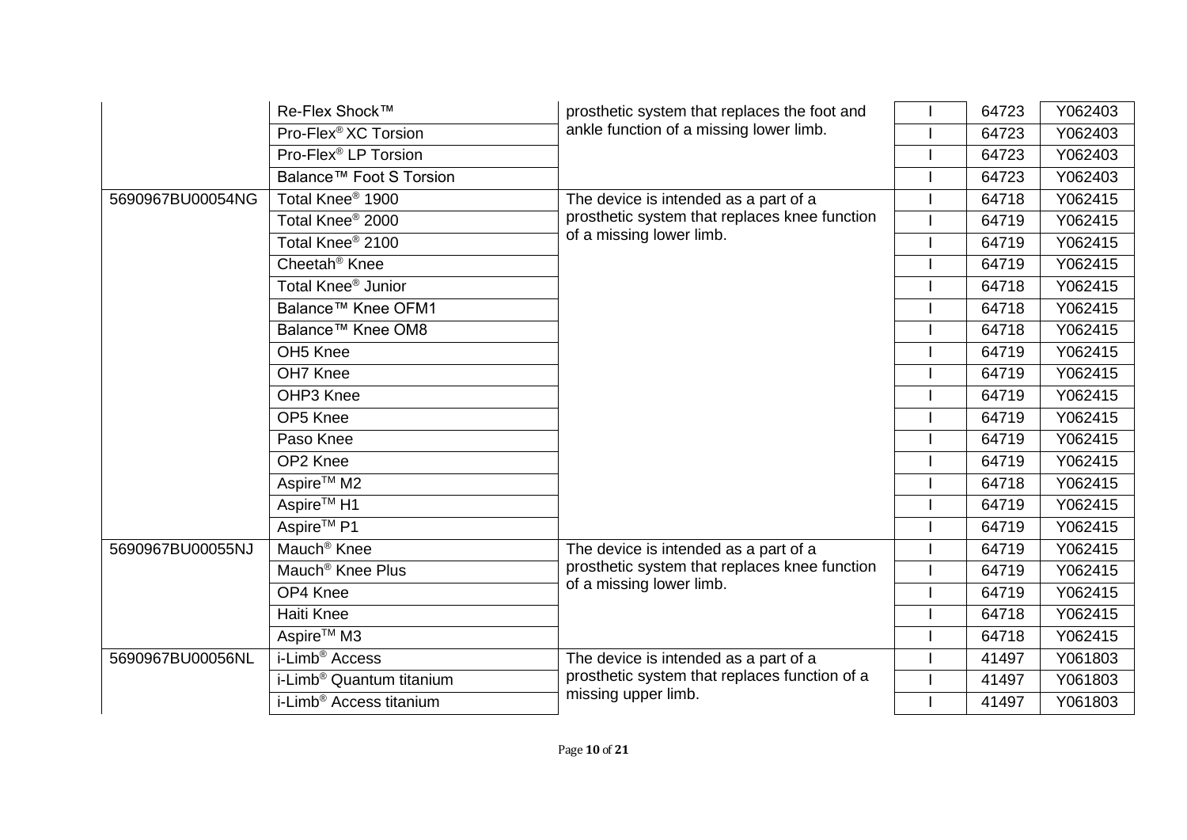| | | | | | |
|---|---|---|---|---|---|
| | Re-Flex Shock™ | prosthetic system that replaces the foot and ankle function of a missing lower limb. | I | 64723 | Y062403 |
| | Pro-Flex® XC Torsion | | I | 64723 | Y062403 |
| | Pro-Flex® LP Torsion | | I | 64723 | Y062403 |
| | Balance™ Foot S Torsion | | I | 64723 | Y062403 |
| 5690967BU00054NG | Total Knee® 1900 | The device is intended as a part of a prosthetic system that replaces knee function of a missing lower limb. | I | 64718 | Y062415 |
| | Total Knee® 2000 | | I | 64719 | Y062415 |
| | Total Knee® 2100 | | I | 64719 | Y062415 |
| | Cheetah® Knee | | I | 64719 | Y062415 |
| | Total Knee® Junior | | I | 64718 | Y062415 |
| | Balance™ Knee OFM1 | | I | 64718 | Y062415 |
| | Balance™ Knee OM8 | | I | 64718 | Y062415 |
| | OH5 Knee | | I | 64719 | Y062415 |
| | OH7 Knee | | I | 64719 | Y062415 |
| | OHP3 Knee | | I | 64719 | Y062415 |
| | OP5 Knee | | I | 64719 | Y062415 |
| | Paso Knee | | I | 64719 | Y062415 |
| | OP2 Knee | | I | 64719 | Y062415 |
| | Aspire™ M2 | | I | 64718 | Y062415 |
| | Aspire™ H1 | | I | 64719 | Y062415 |
| | Aspire™ P1 | | I | 64719 | Y062415 |
| 5690967BU00055NJ | Mauch® Knee | The device is intended as a part of a prosthetic system that replaces knee function of a missing lower limb. | I | 64719 | Y062415 |
| | Mauch® Knee Plus | | I | 64719 | Y062415 |
| | OP4 Knee | | I | 64719 | Y062415 |
| | Haiti Knee | | I | 64718 | Y062415 |
| | Aspire™ M3 | | I | 64718 | Y062415 |
| 5690967BU00056NL | i-Limb® Access | The device is intended as a part of a prosthetic system that replaces function of a missing upper limb. | I | 41497 | Y061803 |
| | i-Limb® Quantum titanium | | I | 41497 | Y061803 |
| | i-Limb® Access titanium | | I | 41497 | Y061803 |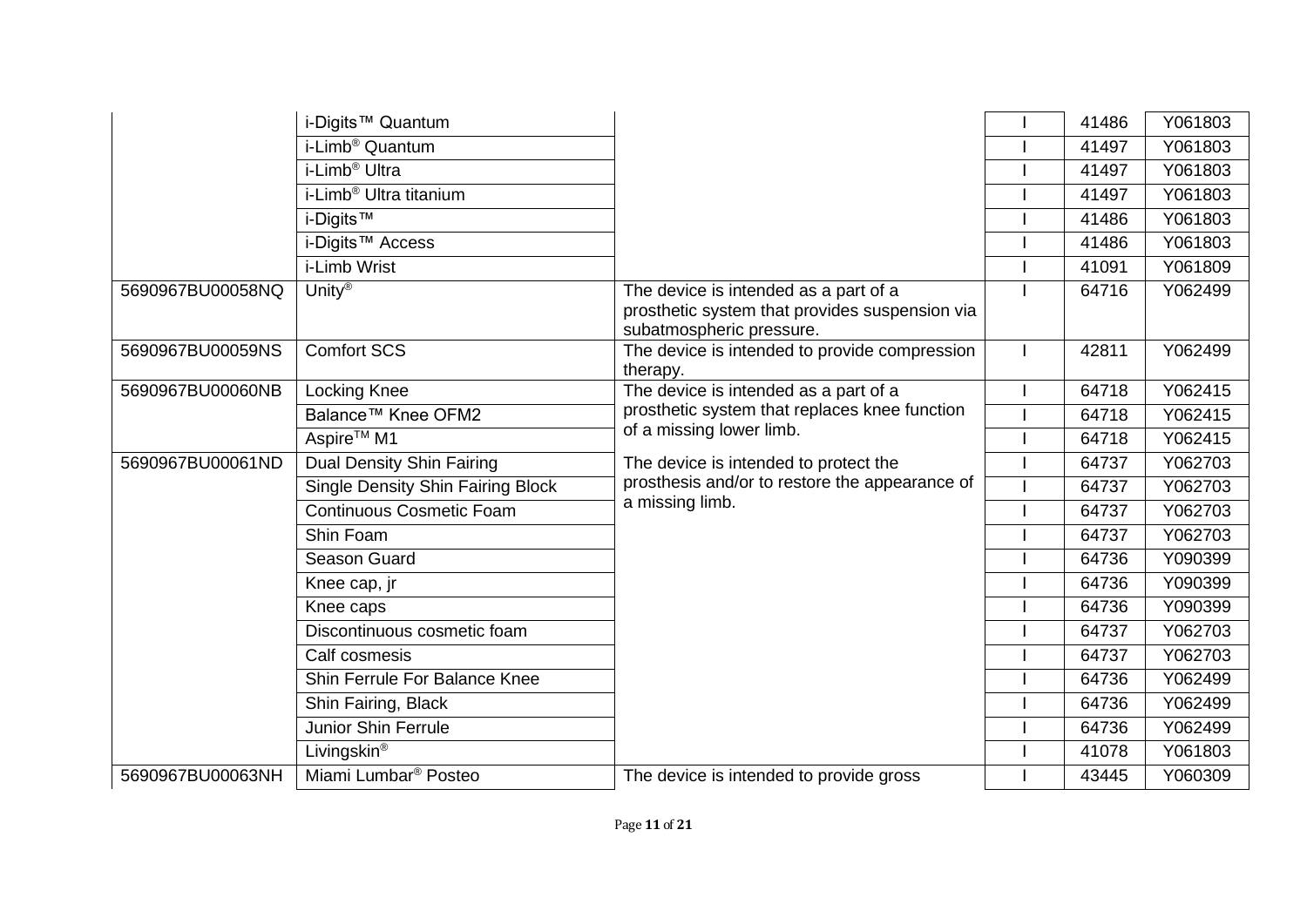| | | | | | |
|---|---|---|---|---|---|
| | i-Digits™ Quantum | | I | 41486 | Y061803 |
| | i-Limb® Quantum | | I | 41497 | Y061803 |
| | i-Limb® Ultra | | I | 41497 | Y061803 |
| | i-Limb® Ultra titanium | | I | 41497 | Y061803 |
| | i-Digits™ | | I | 41486 | Y061803 |
| | i-Digits™ Access | | I | 41486 | Y061803 |
| | i-Limb Wrist | | I | 41091 | Y061809 |
| 5690967BU00058NQ | Unity® | The device is intended as a part of a prosthetic system that provides suspension via subatmospheric pressure. | I | 64716 | Y062499 |
| 5690967BU00059NS | Comfort SCS | The device is intended to provide compression therapy. | I | 42811 | Y062499 |
| 5690967BU00060NB | Locking Knee | The device is intended as a part of a prosthetic system that replaces knee function of a missing lower limb. | I | 64718 | Y062415 |
| | Balance™ Knee OFM2 | | I | 64718 | Y062415 |
| | Aspire™ M1 | | I | 64718 | Y062415 |
| 5690967BU00061ND | Dual Density Shin Fairing | The device is intended to protect the prosthesis and/or to restore the appearance of a missing limb. | I | 64737 | Y062703 |
| | Single Density Shin Fairing Block | | I | 64737 | Y062703 |
| | Continuous Cosmetic Foam | | I | 64737 | Y062703 |
| | Shin Foam | | I | 64737 | Y062703 |
| | Season Guard | | I | 64736 | Y090399 |
| | Knee cap, jr | | I | 64736 | Y090399 |
| | Knee caps | | I | 64736 | Y090399 |
| | Discontinuous cosmetic foam | | I | 64737 | Y062703 |
| | Calf cosmesis | | I | 64737 | Y062703 |
| | Shin Ferrule For Balance Knee | | I | 64736 | Y062499 |
| | Shin Fairing, Black | | I | 64736 | Y062499 |
| | Junior Shin Ferrule | | I | 64736 | Y062499 |
| | Livingskin® | | I | 41078 | Y061803 |
| 5690967BU00063NH | Miami Lumbar® Posteo | The device is intended to provide gross | I | 43445 | Y060309 |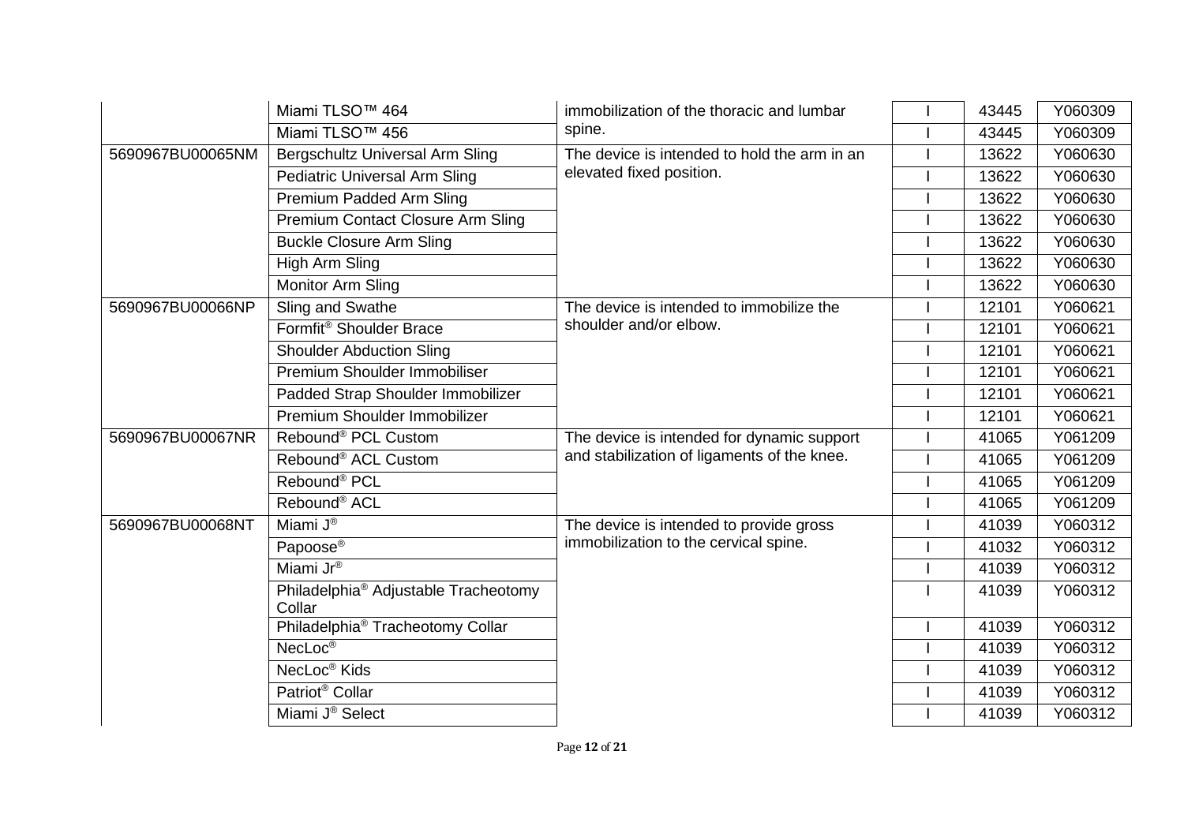| | | | | | |
|---|---|---|---|---|---|
| | Miami TLSO™ 464 | immobilization of the thoracic and lumbar spine. | I | 43445 | Y060309 |
| | Miami TLSO™ 456 | | I | 43445 | Y060309 |
| 5690967BU00065NM | Bergschultz Universal Arm Sling | The device is intended to hold the arm in an elevated fixed position. | I | 13622 | Y060630 |
| | Pediatric Universal Arm Sling | | I | 13622 | Y060630 |
| | Premium Padded Arm Sling | | I | 13622 | Y060630 |
| | Premium Contact Closure Arm Sling | | I | 13622 | Y060630 |
| | Buckle Closure Arm Sling | | I | 13622 | Y060630 |
| | High Arm Sling | | I | 13622 | Y060630 |
| | Monitor Arm Sling | | I | 13622 | Y060630 |
| 5690967BU00066NP | Sling and Swathe | The device is intended to immobilize the shoulder and/or elbow. | I | 12101 | Y060621 |
| | Formfit® Shoulder Brace | | I | 12101 | Y060621 |
| | Shoulder Abduction Sling | | I | 12101 | Y060621 |
| | Premium Shoulder Immobiliser | | I | 12101 | Y060621 |
| | Padded Strap Shoulder Immobilizer | | I | 12101 | Y060621 |
| | Premium Shoulder Immobilizer | | I | 12101 | Y060621 |
| 5690967BU00067NR | Rebound® PCL Custom | The device is intended for dynamic support and stabilization of ligaments of the knee. | I | 41065 | Y061209 |
| | Rebound® ACL Custom | | I | 41065 | Y061209 |
| | Rebound® PCL | | I | 41065 | Y061209 |
| | Rebound® ACL | | I | 41065 | Y061209 |
| 5690967BU00068NT | Miami J® | The device is intended to provide gross immobilization to the cervical spine. | I | 41039 | Y060312 |
| | Papoose® | | I | 41032 | Y060312 |
| | Miami Jr® | | I | 41039 | Y060312 |
| | Philadelphia® Adjustable Tracheotomy Collar | | I | 41039 | Y060312 |
| | Philadelphia® Tracheotomy Collar | | I | 41039 | Y060312 |
| | NecLoc® | | I | 41039 | Y060312 |
| | NecLoc® Kids | | I | 41039 | Y060312 |
| | Patriot® Collar | | I | 41039 | Y060312 |
| | Miami J® Select | | I | 41039 | Y060312 |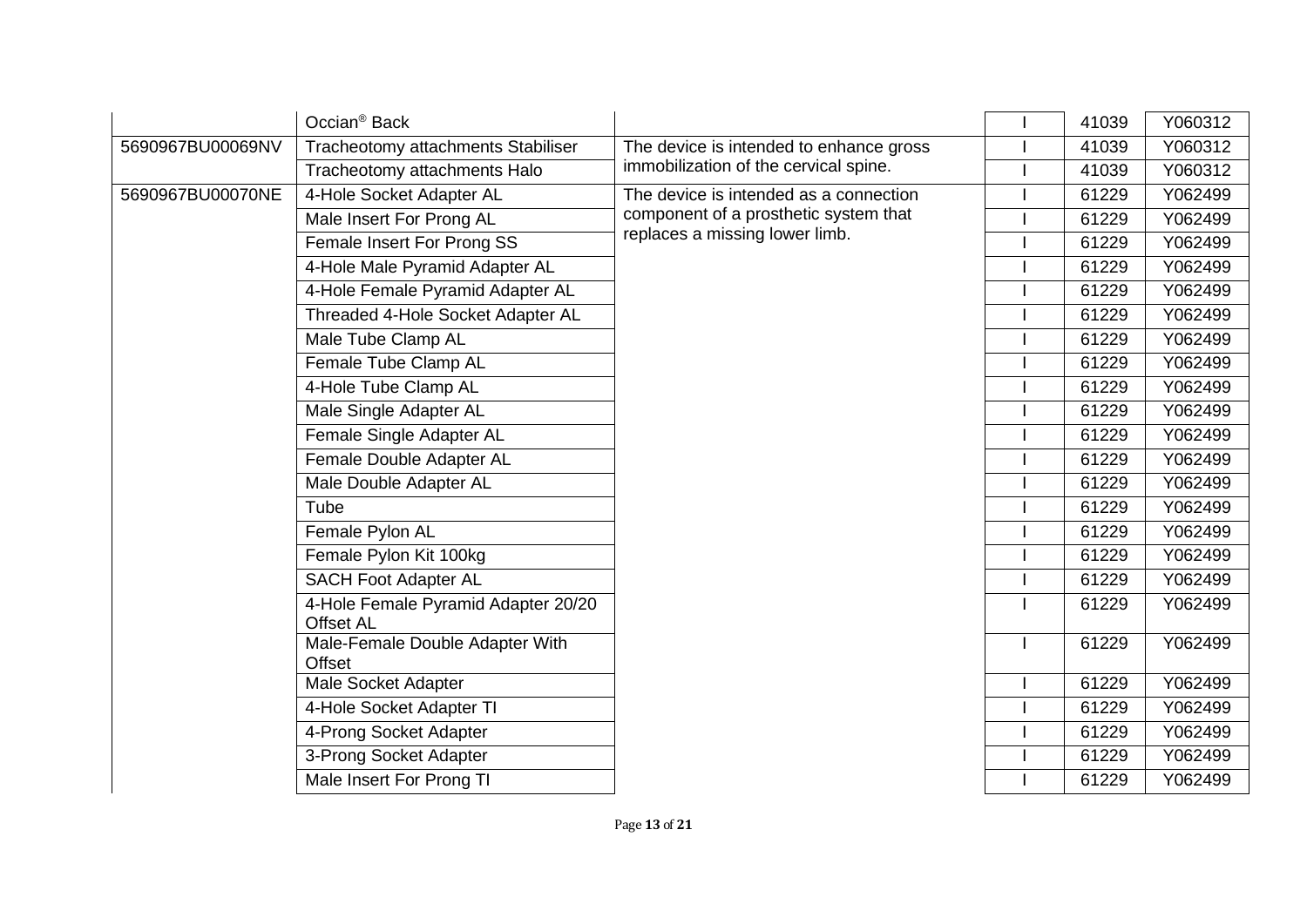| | | | | | |
|---|---|---|---|---|---|
| | Occian® Back | | I | 41039 | Y060312 |
| 5690967BU00069NV | Tracheotomy attachments Stabiliser | The device is intended to enhance gross immobilization of the cervical spine. | I | 41039 | Y060312 |
| | Tracheotomy attachments Halo | | I | 41039 | Y060312 |
| 5690967BU00070NE | 4-Hole Socket Adapter AL | The device is intended as a connection component of a prosthetic system that replaces a missing lower limb. | I | 61229 | Y062499 |
| | Male Insert For Prong AL | | I | 61229 | Y062499 |
| | Female Insert For Prong SS | | I | 61229 | Y062499 |
| | 4-Hole Male Pyramid Adapter AL | | I | 61229 | Y062499 |
| | 4-Hole Female Pyramid Adapter AL | | I | 61229 | Y062499 |
| | Threaded 4-Hole Socket Adapter AL | | I | 61229 | Y062499 |
| | Male Tube Clamp AL | | I | 61229 | Y062499 |
| | Female Tube Clamp AL | | I | 61229 | Y062499 |
| | 4-Hole Tube Clamp AL | | I | 61229 | Y062499 |
| | Male Single Adapter AL | | I | 61229 | Y062499 |
| | Female Single Adapter AL | | I | 61229 | Y062499 |
| | Female Double Adapter AL | | I | 61229 | Y062499 |
| | Male Double Adapter AL | | I | 61229 | Y062499 |
| | Tube | | I | 61229 | Y062499 |
| | Female Pylon AL | | I | 61229 | Y062499 |
| | Female Pylon Kit 100kg | | I | 61229 | Y062499 |
| | SACH Foot Adapter AL | | I | 61229 | Y062499 |
| | 4-Hole Female Pyramid Adapter 20/20 Offset AL | | I | 61229 | Y062499 |
| | Male-Female Double Adapter With Offset | | I | 61229 | Y062499 |
| | Male Socket Adapter | | I | 61229 | Y062499 |
| | 4-Hole Socket Adapter TI | | I | 61229 | Y062499 |
| | 4-Prong Socket Adapter | | I | 61229 | Y062499 |
| | 3-Prong Socket Adapter | | I | 61229 | Y062499 |
| | Male Insert For Prong TI | | I | 61229 | Y062499 |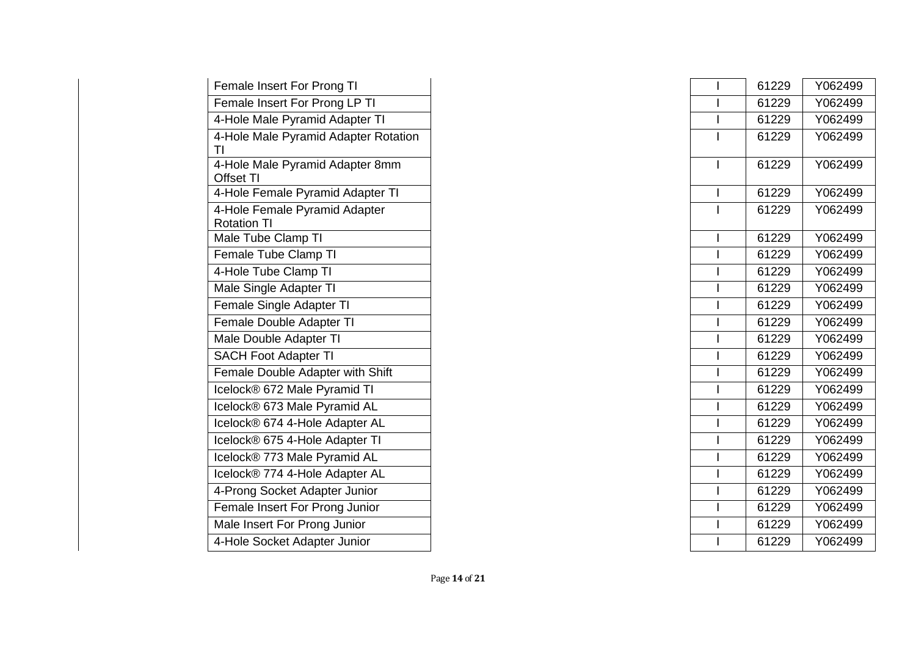| | | | |
|---|---|---|---|
| Female Insert For Prong TI | I | 61229 | Y062499 |
| Female Insert For Prong LP TI | I | 61229 | Y062499 |
| 4-Hole Male Pyramid Adapter TI | I | 61229 | Y062499 |
| 4-Hole Male Pyramid Adapter Rotation TI | I | 61229 | Y062499 |
| 4-Hole Male Pyramid Adapter 8mm Offset TI | I | 61229 | Y062499 |
| 4-Hole Female Pyramid Adapter TI | I | 61229 | Y062499 |
| 4-Hole Female Pyramid Adapter Rotation TI | I | 61229 | Y062499 |
| Male Tube Clamp TI | I | 61229 | Y062499 |
| Female Tube Clamp TI | I | 61229 | Y062499 |
| 4-Hole Tube Clamp TI | I | 61229 | Y062499 |
| Male Single Adapter TI | I | 61229 | Y062499 |
| Female Single Adapter TI | I | 61229 | Y062499 |
| Female Double Adapter TI | I | 61229 | Y062499 |
| Male Double Adapter TI | I | 61229 | Y062499 |
| SACH Foot Adapter TI | I | 61229 | Y062499 |
| Female Double Adapter with Shift | I | 61229 | Y062499 |
| Icelock® 672 Male Pyramid TI | I | 61229 | Y062499 |
| Icelock® 673 Male Pyramid AL | I | 61229 | Y062499 |
| Icelock® 674 4-Hole Adapter AL | I | 61229 | Y062499 |
| Icelock® 675 4-Hole Adapter TI | I | 61229 | Y062499 |
| Icelock® 773 Male Pyramid AL | I | 61229 | Y062499 |
| Icelock® 774 4-Hole Adapter AL | I | 61229 | Y062499 |
| 4-Prong Socket Adapter Junior | I | 61229 | Y062499 |
| Female Insert For Prong Junior | I | 61229 | Y062499 |
| Male Insert For Prong Junior | I | 61229 | Y062499 |
| 4-Hole Socket Adapter Junior | I | 61229 | Y062499 |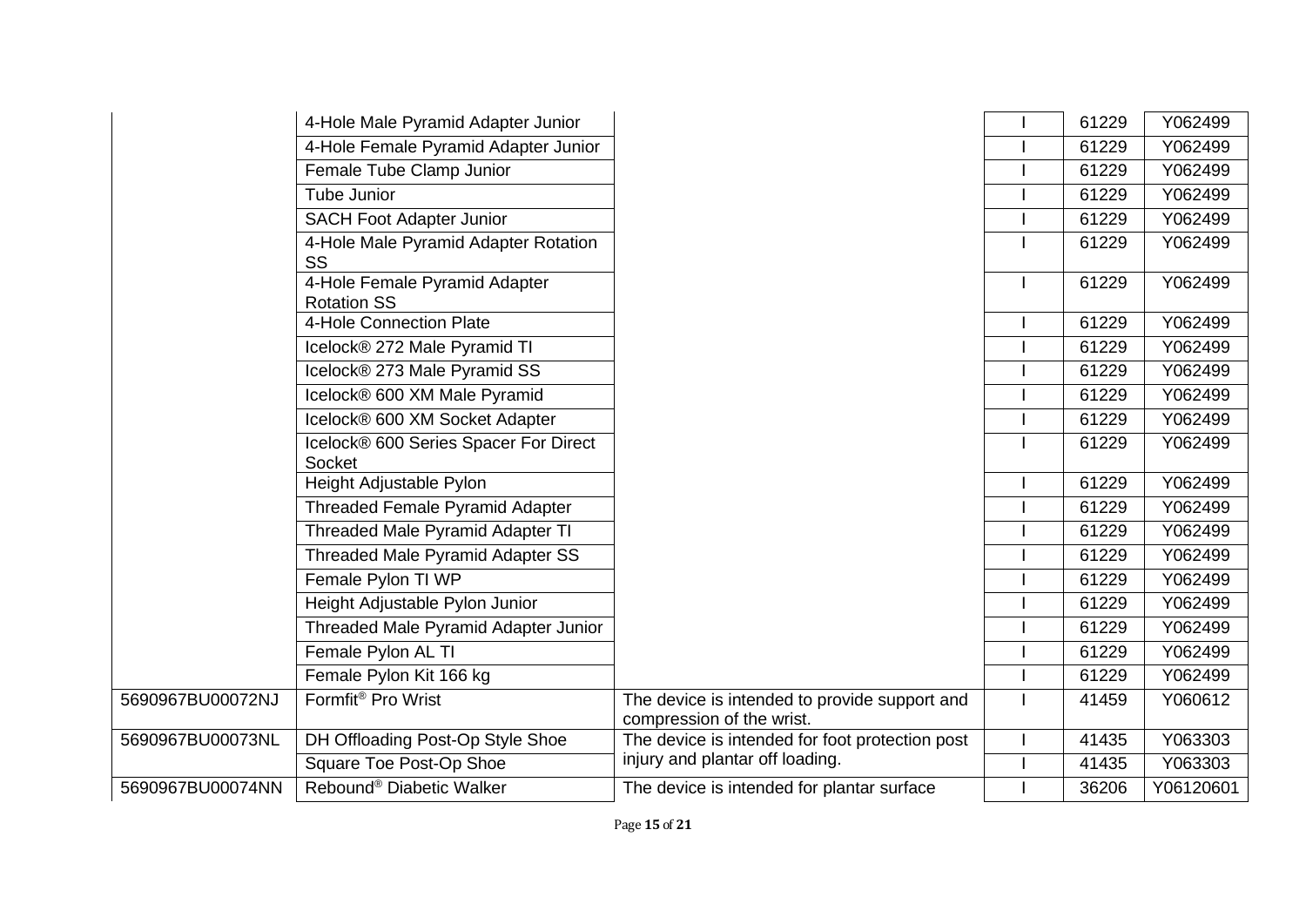| | | | | | |
|---|---|---|---|---|---|
| | 4-Hole Male Pyramid Adapter Junior | | I | 61229 | Y062499 |
| | 4-Hole Female Pyramid Adapter Junior | | I | 61229 | Y062499 |
| | Female Tube Clamp Junior | | I | 61229 | Y062499 |
| | Tube Junior | | I | 61229 | Y062499 |
| | SACH Foot Adapter Junior | | I | 61229 | Y062499 |
| | 4-Hole Male Pyramid Adapter Rotation SS | | I | 61229 | Y062499 |
| | 4-Hole Female Pyramid Adapter Rotation SS | | I | 61229 | Y062499 |
| | 4-Hole Connection Plate | | I | 61229 | Y062499 |
| | Icelock® 272 Male Pyramid TI | | I | 61229 | Y062499 |
| | Icelock® 273 Male Pyramid SS | | I | 61229 | Y062499 |
| | Icelock® 600 XM Male Pyramid | | I | 61229 | Y062499 |
| | Icelock® 600 XM Socket Adapter | | I | 61229 | Y062499 |
| | Icelock® 600 Series Spacer For Direct Socket | | I | 61229 | Y062499 |
| | Height Adjustable Pylon | | I | 61229 | Y062499 |
| | Threaded Female Pyramid Adapter | | I | 61229 | Y062499 |
| | Threaded Male Pyramid Adapter TI | | I | 61229 | Y062499 |
| | Threaded Male Pyramid Adapter SS | | I | 61229 | Y062499 |
| | Female Pylon TI WP | | I | 61229 | Y062499 |
| | Height Adjustable Pylon Junior | | I | 61229 | Y062499 |
| | Threaded Male Pyramid Adapter Junior | | I | 61229 | Y062499 |
| | Female Pylon AL TI | | I | 61229 | Y062499 |
| | Female Pylon Kit 166 kg | | I | 61229 | Y062499 |
| 5690967BU00072NJ | Formfit® Pro Wrist | The device is intended to provide support and compression of the wrist. | I | 41459 | Y060612 |
| 5690967BU00073NL | DH Offloading Post-Op Style Shoe | The device is intended for foot protection post injury and plantar off loading. | I | 41435 | Y063303 |
| | Square Toe Post-Op Shoe | | I | 41435 | Y063303 |
| 5690967BU00074NN | Rebound® Diabetic Walker | The device is intended for plantar surface | I | 36206 | Y06120601 |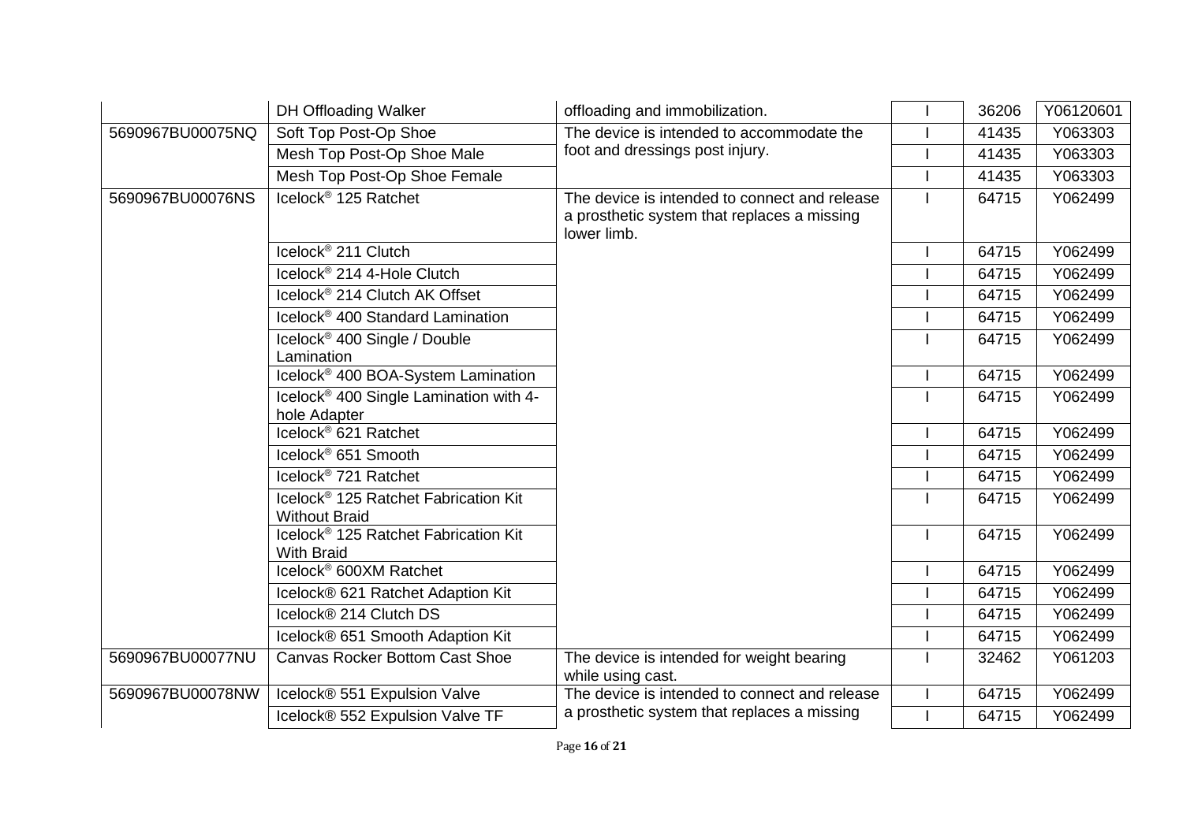| | | | | | |
|---|---|---|---|---|---|
| | DH Offloading Walker | offloading and immobilization. | I | 36206 | Y06120601 |
| 5690967BU00075NQ | Soft Top Post-Op Shoe | The device is intended to accommodate the foot and dressings post injury. | I | 41435 | Y063303 |
| | Mesh Top Post-Op Shoe Male | | I | 41435 | Y063303 |
| | Mesh Top Post-Op Shoe Female | | I | 41435 | Y063303 |
| 5690967BU00076NS | Icelock® 125 Ratchet | The device is intended to connect and release a prosthetic system that replaces a missing lower limb. | I | 64715 | Y062499 |
| | Icelock® 211 Clutch | | I | 64715 | Y062499 |
| | Icelock® 214 4-Hole Clutch | | I | 64715 | Y062499 |
| | Icelock® 214 Clutch AK Offset | | I | 64715 | Y062499 |
| | Icelock® 400 Standard Lamination | | I | 64715 | Y062499 |
| | Icelock® 400 Single / Double Lamination | | I | 64715 | Y062499 |
| | Icelock® 400 BOA-System Lamination | | I | 64715 | Y062499 |
| | Icelock® 400 Single Lamination with 4-hole Adapter | | I | 64715 | Y062499 |
| | Icelock® 621 Ratchet | | I | 64715 | Y062499 |
| | Icelock® 651 Smooth | | I | 64715 | Y062499 |
| | Icelock® 721 Ratchet | | I | 64715 | Y062499 |
| | Icelock® 125 Ratchet Fabrication Kit Without Braid | | I | 64715 | Y062499 |
| | Icelock® 125 Ratchet Fabrication Kit With Braid | | I | 64715 | Y062499 |
| | Icelock® 600XM Ratchet | | I | 64715 | Y062499 |
| | Icelock® 621 Ratchet Adaption Kit | | I | 64715 | Y062499 |
| | Icelock® 214 Clutch DS | | I | 64715 | Y062499 |
| | Icelock® 651 Smooth Adaption Kit | | I | 64715 | Y062499 |
| 5690967BU00077NU | Canvas Rocker Bottom Cast Shoe | The device is intended for weight bearing while using cast. | I | 32462 | Y061203 |
| 5690967BU00078NW | Icelock® 551 Expulsion Valve | The device is intended to connect and release a prosthetic system that replaces a missing | I | 64715 | Y062499 |
| | Icelock® 552 Expulsion Valve TF | | I | 64715 | Y062499 |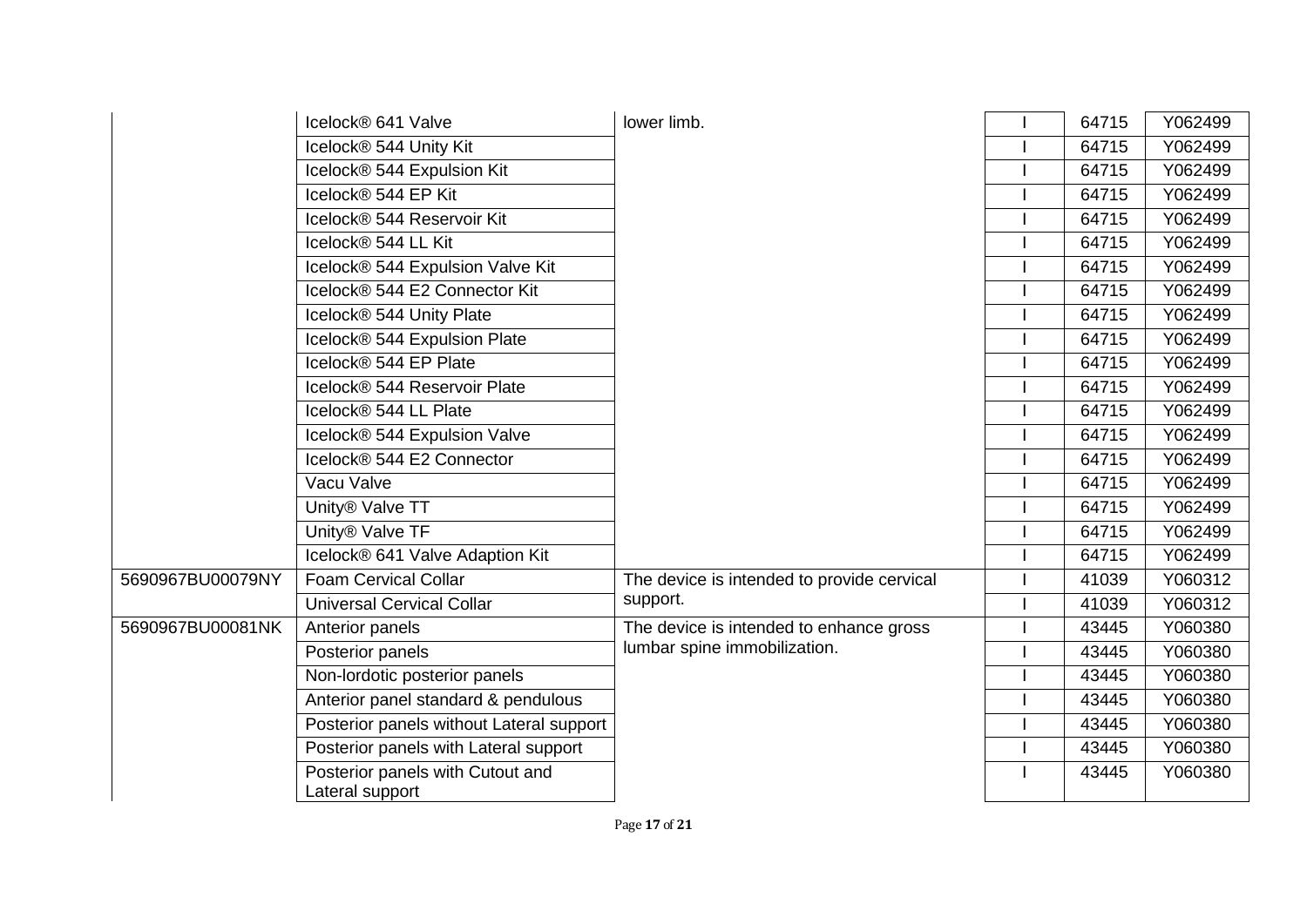|  |  |  |  |  |  |
|---|---|---|---|---|---|
|  | Icelock® 641 Valve | lower limb. | I | 64715 | Y062499 |
|  | Icelock® 544 Unity Kit |  | I | 64715 | Y062499 |
|  | Icelock® 544 Expulsion Kit |  | I | 64715 | Y062499 |
|  | Icelock® 544 EP Kit |  | I | 64715 | Y062499 |
|  | Icelock® 544 Reservoir Kit |  | I | 64715 | Y062499 |
|  | Icelock® 544 LL Kit |  | I | 64715 | Y062499 |
|  | Icelock® 544 Expulsion Valve Kit |  | I | 64715 | Y062499 |
|  | Icelock® 544 E2 Connector Kit |  | I | 64715 | Y062499 |
|  | Icelock® 544 Unity Plate |  | I | 64715 | Y062499 |
|  | Icelock® 544 Expulsion Plate |  | I | 64715 | Y062499 |
|  | Icelock® 544 EP Plate |  | I | 64715 | Y062499 |
|  | Icelock® 544 Reservoir Plate |  | I | 64715 | Y062499 |
|  | Icelock® 544 LL Plate |  | I | 64715 | Y062499 |
|  | Icelock® 544 Expulsion Valve |  | I | 64715 | Y062499 |
|  | Icelock® 544 E2 Connector |  | I | 64715 | Y062499 |
|  | Vacu Valve |  | I | 64715 | Y062499 |
|  | Unity® Valve TT |  | I | 64715 | Y062499 |
|  | Unity® Valve TF |  | I | 64715 | Y062499 |
|  | Icelock® 641 Valve Adaption Kit |  | I | 64715 | Y062499 |
| 5690967BU00079NY | Foam Cervical Collar | The device is intended to provide cervical support. | I | 41039 | Y060312 |
|  | Universal Cervical Collar |  | I | 41039 | Y060312 |
| 5690967BU00081NK | Anterior panels | The device is intended to enhance gross lumbar spine immobilization. | I | 43445 | Y060380 |
|  | Posterior panels |  | I | 43445 | Y060380 |
|  | Non-lordotic posterior panels |  | I | 43445 | Y060380 |
|  | Anterior panel standard & pendulous |  | I | 43445 | Y060380 |
|  | Posterior panels without Lateral support |  | I | 43445 | Y060380 |
|  | Posterior panels with Lateral support |  | I | 43445 | Y060380 |
|  | Posterior panels with Cutout and Lateral support |  | I | 43445 | Y060380 |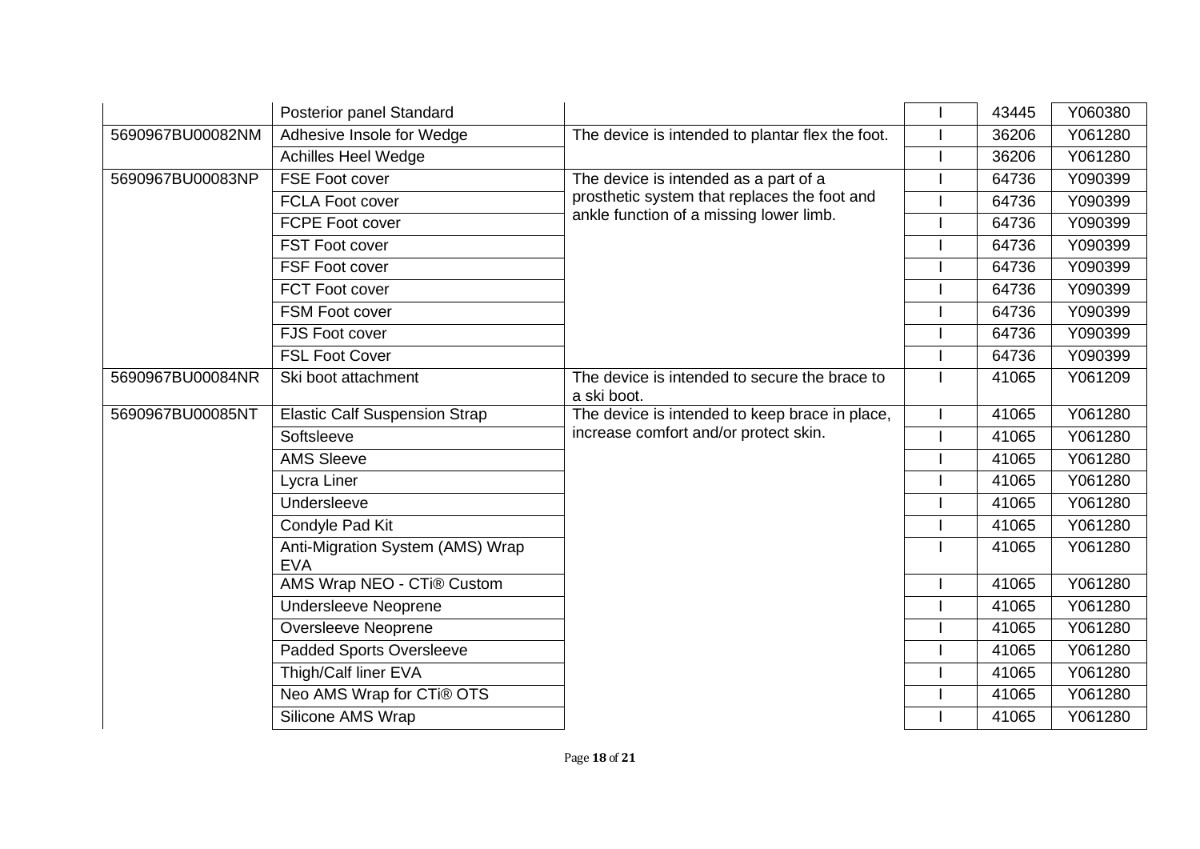| | | | | | |
|---|---|---|---|---|---|
| | Posterior panel Standard | | I | 43445 | Y060380 |
| 5690967BU00082NM | Adhesive Insole for Wedge | The device is intended to plantar flex the foot. | I | 36206 | Y061280 |
| | Achilles Heel Wedge | | I | 36206 | Y061280 |
| 5690967BU00083NP | FSE Foot cover | The device is intended as a part of a prosthetic system that replaces the foot and ankle function of a missing lower limb. | I | 64736 | Y090399 |
| | FCLA Foot cover | | I | 64736 | Y090399 |
| | FCPE Foot cover | | I | 64736 | Y090399 |
| | FST Foot cover | | I | 64736 | Y090399 |
| | FSF Foot cover | | I | 64736 | Y090399 |
| | FCT Foot cover | | I | 64736 | Y090399 |
| | FSM Foot cover | | I | 64736 | Y090399 |
| | FJS Foot cover | | I | 64736 | Y090399 |
| | FSL Foot Cover | | I | 64736 | Y090399 |
| 5690967BU00084NR | Ski boot attachment | The device is intended to secure the brace to a ski boot. | I | 41065 | Y061209 |
| 5690967BU00085NT | Elastic Calf Suspension Strap | The device is intended to keep brace in place, increase comfort and/or protect skin. | I | 41065 | Y061280 |
| | Softsleeve | | I | 41065 | Y061280 |
| | AMS Sleeve | | I | 41065 | Y061280 |
| | Lycra Liner | | I | 41065 | Y061280 |
| | Undersleeve | | I | 41065 | Y061280 |
| | Condyle Pad Kit | | I | 41065 | Y061280 |
| | Anti-Migration System (AMS) Wrap EVA | | I | 41065 | Y061280 |
| | AMS Wrap NEO - CTi® Custom | | I | 41065 | Y061280 |
| | Undersleeve Neoprene | | I | 41065 | Y061280 |
| | Oversleeve Neoprene | | I | 41065 | Y061280 |
| | Padded Sports Oversleeve | | I | 41065 | Y061280 |
| | Thigh/Calf liner EVA | | I | 41065 | Y061280 |
| | Neo AMS Wrap for CTi® OTS | | I | 41065 | Y061280 |
| | Silicone AMS Wrap | | I | 41065 | Y061280 |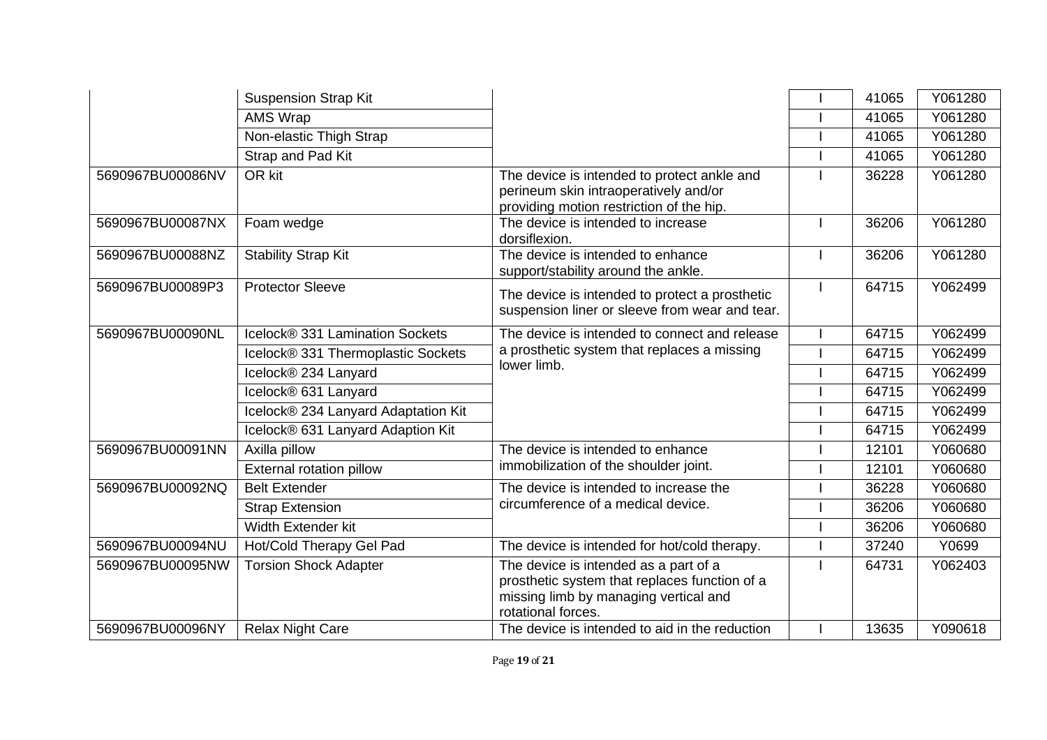| | | | | | |
|---|---|---|---|---|---|
| | Suspension Strap Kit | | I | 41065 | Y061280 |
| | AMS Wrap | | I | 41065 | Y061280 |
| | Non-elastic Thigh Strap | | I | 41065 | Y061280 |
| | Strap and Pad Kit | | I | 41065 | Y061280 |
| 5690967BU00086NV | OR kit | The device is intended to protect ankle and perineum skin intraoperatively and/or providing motion restriction of the hip. | I | 36228 | Y061280 |
| 5690967BU00087NX | Foam wedge | The device is intended to increase dorsiflexion. | I | 36206 | Y061280 |
| 5690967BU00088NZ | Stability Strap Kit | The device is intended to enhance support/stability around the ankle. | I | 36206 | Y061280 |
| 5690967BU00089P3 | Protector Sleeve | The device is intended to protect a prosthetic suspension liner or sleeve from wear and tear. | I | 64715 | Y062499 |
| 5690967BU00090NL | Icelock® 331 Lamination Sockets | The device is intended to connect and release a prosthetic system that replaces a missing lower limb. | I | 64715 | Y062499 |
| | Icelock® 331 Thermoplastic Sockets | | I | 64715 | Y062499 |
| | Icelock® 234 Lanyard | | I | 64715 | Y062499 |
| | Icelock® 631 Lanyard | | I | 64715 | Y062499 |
| | Icelock® 234 Lanyard Adaptation Kit | | I | 64715 | Y062499 |
| | Icelock® 631 Lanyard Adaption Kit | | I | 64715 | Y062499 |
| 5690967BU00091NN | Axilla pillow | The device is intended to enhance immobilization of the shoulder joint. | I | 12101 | Y060680 |
| | External rotation pillow | | I | 12101 | Y060680 |
| 5690967BU00092NQ | Belt Extender | The device is intended to increase the circumference of a medical device. | I | 36228 | Y060680 |
| | Strap Extension | | I | 36206 | Y060680 |
| | Width Extender kit | | I | 36206 | Y060680 |
| 5690967BU00094NU | Hot/Cold Therapy Gel Pad | The device is intended for hot/cold therapy. | I | 37240 | Y0699 |
| 5690967BU00095NW | Torsion Shock Adapter | The device is intended as a part of a prosthetic system that replaces function of a missing limb by managing vertical and rotational forces. | I | 64731 | Y062403 |
| 5690967BU00096NY | Relax Night Care | The device is intended to aid in the reduction | I | 13635 | Y090618 |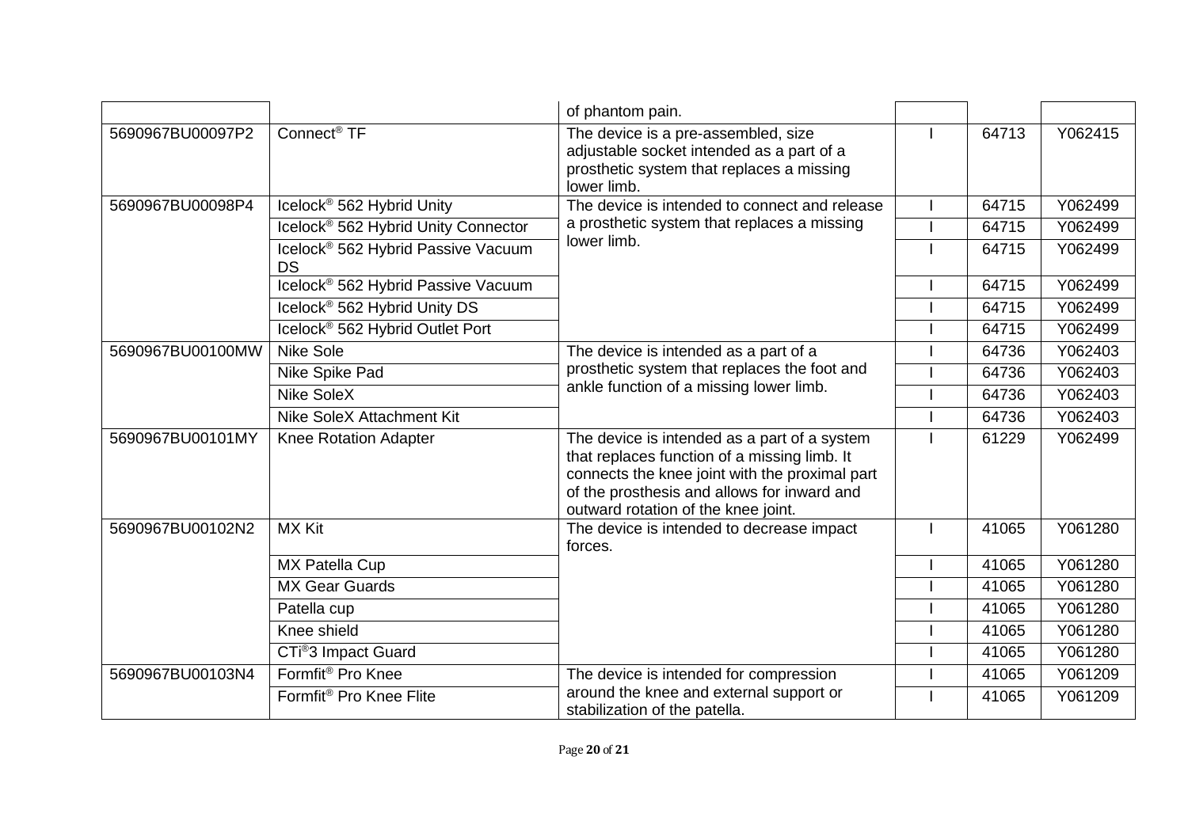| | | of phantom pain. | | | |
|---|---|---|---|---|---|
| 5690967BU00097P2 | Connect® TF | The device is a pre-assembled, size adjustable socket intended as a part of a prosthetic system that replaces a missing lower limb. | I | 64713 | Y062415 |
| 5690967BU00098P4 | Icelock® 562 Hybrid Unity | The device is intended to connect and release a prosthetic system that replaces a missing lower limb. | I | 64715 | Y062499 |
| | Icelock® 562 Hybrid Unity Connector | | I | 64715 | Y062499 |
| | Icelock® 562 Hybrid Passive Vacuum DS | | I | 64715 | Y062499 |
| | Icelock® 562 Hybrid Passive Vacuum | | I | 64715 | Y062499 |
| | Icelock® 562 Hybrid Unity DS | | I | 64715 | Y062499 |
| | Icelock® 562 Hybrid Outlet Port | | I | 64715 | Y062499 |
| 5690967BU00100MW | Nike Sole | The device is intended as a part of a prosthetic system that replaces the foot and ankle function of a missing lower limb. | I | 64736 | Y062403 |
| | Nike Spike Pad | | I | 64736 | Y062403 |
| | Nike SoleX | | I | 64736 | Y062403 |
| | Nike SoleX Attachment Kit | | I | 64736 | Y062403 |
| 5690967BU00101MY | Knee Rotation Adapter | The device is intended as a part of a system that replaces function of a missing limb. It connects the knee joint with the proximal part of the prosthesis and allows for inward and outward rotation of the knee joint. | I | 61229 | Y062499 |
| 5690967BU00102N2 | MX Kit | The device is intended to decrease impact forces. | I | 41065 | Y061280 |
| | MX Patella Cup | | I | 41065 | Y061280 |
| | MX Gear Guards | | I | 41065 | Y061280 |
| | Patella cup | | I | 41065 | Y061280 |
| | Knee shield | | I | 41065 | Y061280 |
| | CTi®3 Impact Guard | | I | 41065 | Y061280 |
| 5690967BU00103N4 | Formfit® Pro Knee | The device is intended for compression around the knee and external support or stabilization of the patella. | I | 41065 | Y061209 |
| | Formfit® Pro Knee Flite | | I | 41065 | Y061209 |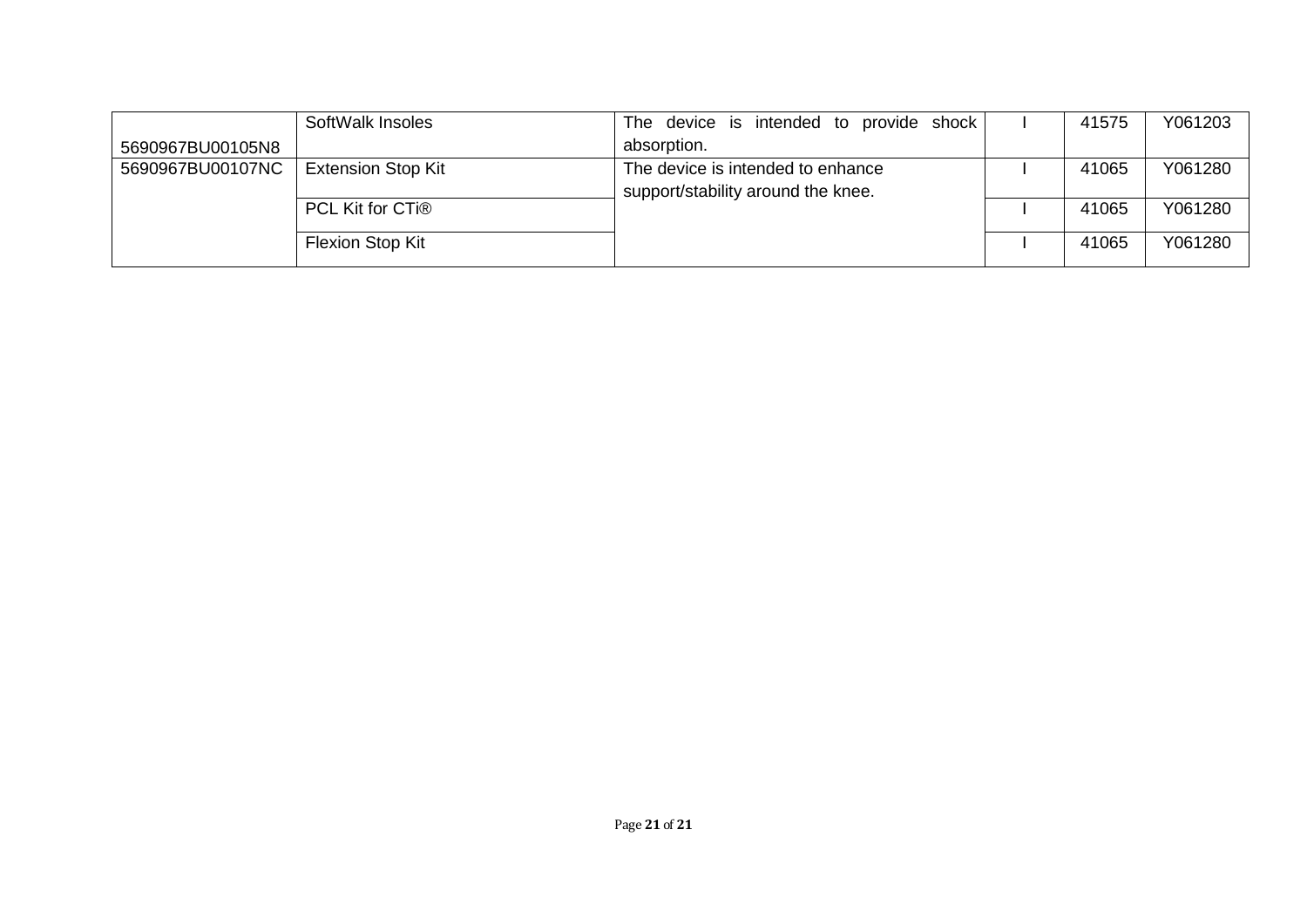| | | | | | |
|---|---|---|---|---|---|
| 5690967BU00105N8 | SoftWalk Insoles | The device is intended to provide shock absorption. | I | 41575 | Y061203 |
| 5690967BU00107NC | Extension Stop Kit | The device is intended to enhance support/stability around the knee. | I | 41065 | Y061280 |
| | PCL Kit for CTi® | | I | 41065 | Y061280 |
| | Flexion Stop Kit | | I | 41065 | Y061280 |